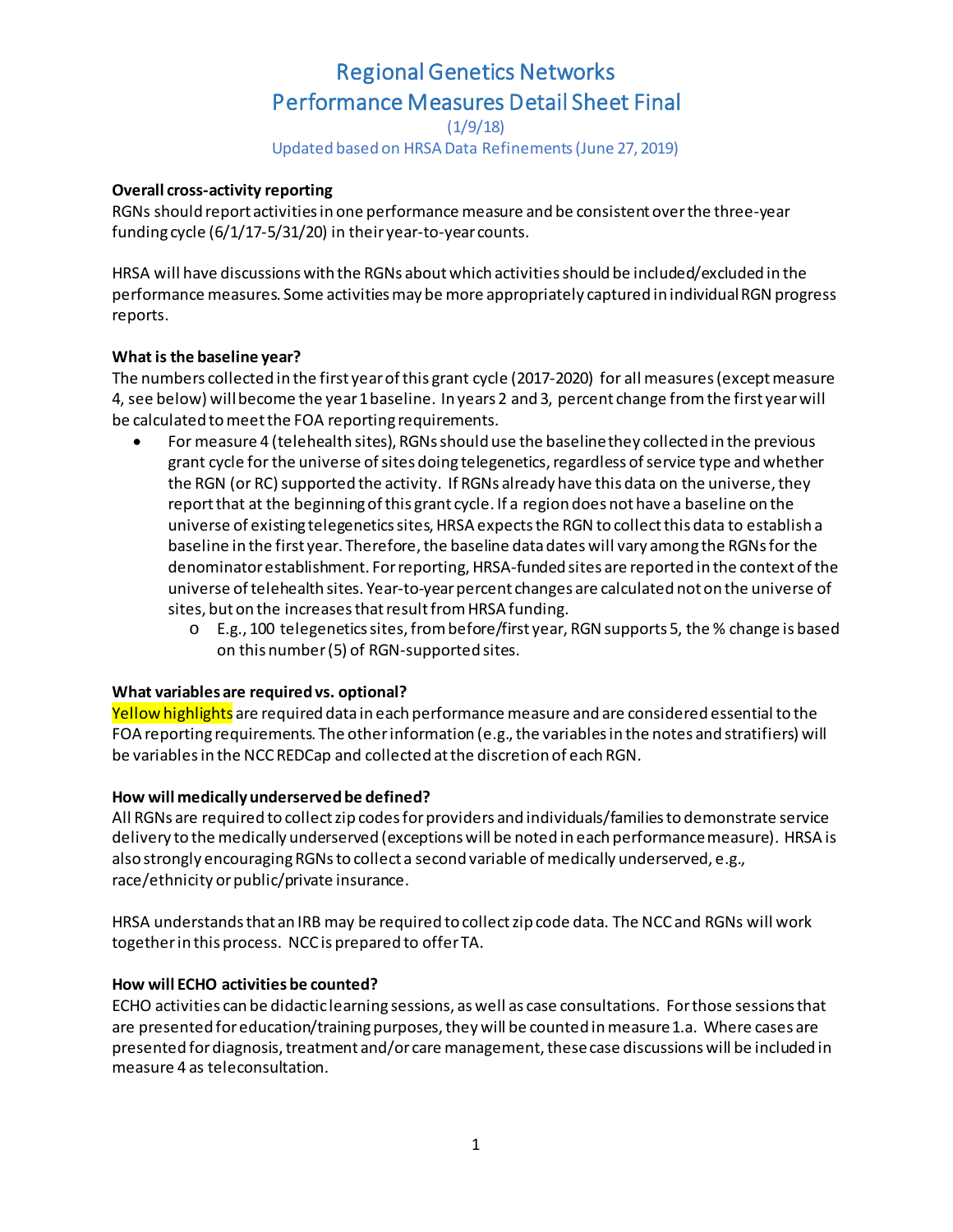# Regional Genetics Networks
# Performance Measures Detail Sheet Final

(1/9/18)

Updated based on HRSA Data Refinements (June 27, 2019)

**Overall cross-activity reporting**

RGNs should report activities in one performance measure and be consistent over the three-year funding cycle (6/1/17-5/31/20) in their year-to-year counts.

HRSA will have discussions with the RGNs about which activities should be included/excluded in the performance measures. Some activities may be more appropriately captured in individual RGN progress reports.

**What is the baseline year?**

The numbers collected in the first year of this grant cycle (2017-2020) for all measures (except measure 4, see below) will become the year 1 baseline. In years 2 and 3, percent change from the first year will be calculated to meet the FOA reporting requirements.

- For measure 4 (telehealth sites), RGNs should use the baseline they collected in the previous grant cycle for the universe of sites doing telegenetics, regardless of service type and whether the RGN (or RC) supported the activity. If RGNs already have this data on the universe, they report that at the beginning of this grant cycle. If a region does not have a baseline on the universe of existing telegenetics sites, HRSA expects the RGN to collect this data to establish a baseline in the first year. Therefore, the baseline data dates will vary among the RGNs for the denominator establishment. For reporting, HRSA-funded sites are reported in the context of the universe of telehealth sites. Year-to-year percent changes are calculated not on the universe of sites, but on the increases that result from HRSA funding.
  - E.g., 100 telegenetics sites, from before/first year, RGN supports 5, the % change is based on this number (5) of RGN-supported sites.

**What variables are required vs. optional?**

Yellow highlights are required data in each performance measure and are considered essential to the FOA reporting requirements. The other information (e.g., the variables in the notes and stratifiers) will be variables in the NCC REDCap and collected at the discretion of each RGN.

**How will medically underserved be defined?**

All RGNs are required to collect zip codes for providers and individuals/families to demonstrate service delivery to the medically underserved (exceptions will be noted in each performance measure). HRSA is also strongly encouraging RGNs to collect a second variable of medically underserved, e.g., race/ethnicity or public/private insurance.

HRSA understands that an IRB may be required to collect zip code data. The NCC and RGNs will work together in this process. NCC is prepared to offer TA.

**How will ECHO activities be counted?**

ECHO activities can be didactic learning sessions, as well as case consultations. For those sessions that are presented for education/training purposes, they will be counted in measure 1.a. Where cases are presented for diagnosis, treatment and/or care management, these case discussions will be included in measure 4 as teleconsultation.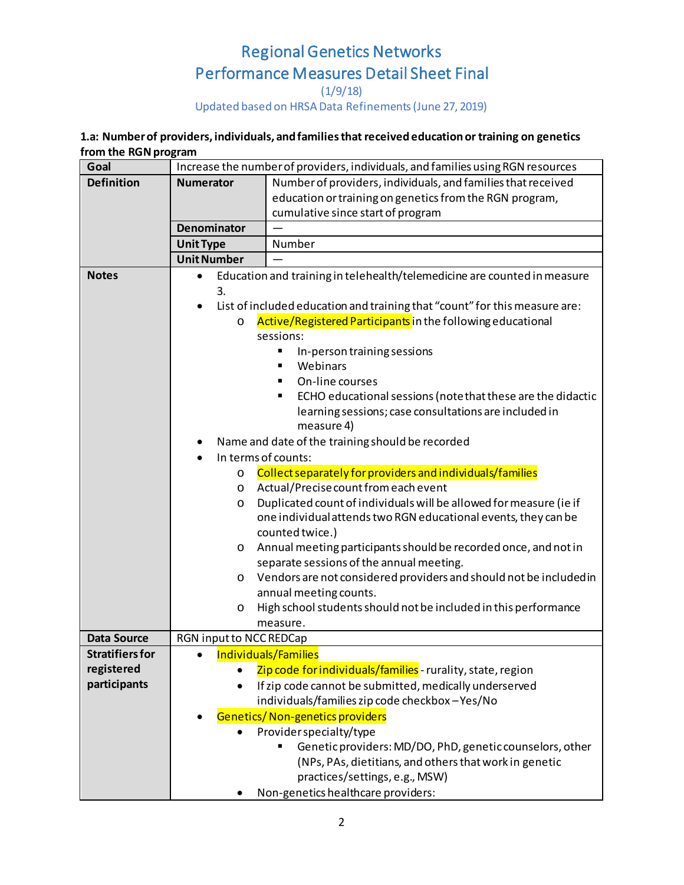# Regional Genetics Networks
## Performance Measures Detail Sheet Final

(1/9/18)

Updated based on HRSA Data Refinements (June 27, 2019)

**1.a: Number of providers, individuals, and families that received education or training on genetics from the RGN program**

| | | |
|---|---|---|
| **Goal** | Increase the number of providers, individuals, and families using RGN resources | |
| **Definition** | **Numerator** | Number of providers, individuals, and families that received education or training on genetics from the RGN program, cumulative since start of program |
| | **Denominator** | — |
| | **Unit Type** | Number |
| | **Unit Number** | — |
| **Notes** | • Education and training in telehealth/telemedicine are counted in measure 3.<br>• List of included education and training that "count" for this measure are:<br>&nbsp;&nbsp;o Active/Registered Participants in the following educational sessions:<br>&nbsp;&nbsp;&nbsp;&nbsp;▪ In-person training sessions<br>&nbsp;&nbsp;&nbsp;&nbsp;▪ Webinars<br>&nbsp;&nbsp;&nbsp;&nbsp;▪ On-line courses<br>&nbsp;&nbsp;&nbsp;&nbsp;▪ ECHO educational sessions (note that these are the didactic learning sessions; case consultations are included in measure 4)<br>• Name and date of the training should be recorded<br>• In terms of counts:<br>&nbsp;&nbsp;o Collect separately for providers and individuals/families<br>&nbsp;&nbsp;o Actual/Precise count from each event<br>&nbsp;&nbsp;o Duplicated count of individuals will be allowed for measure (ie if one individual attends two RGN educational events, they can be counted twice.)<br>&nbsp;&nbsp;o Annual meeting participants should be recorded once, and not in separate sessions of the annual meeting.<br>&nbsp;&nbsp;o Vendors are not considered providers and should not be included in annual meeting counts.<br>&nbsp;&nbsp;o High school students should not be included in this performance measure. | |
| **Data Source** | RGN input to NCC REDCap | |
| **Stratifiers for registered participants** | • Individuals/Families<br>&nbsp;&nbsp;• Zip code for individuals/families - rurality, state, region<br>&nbsp;&nbsp;• If zip code cannot be submitted, medically underserved individuals/families zip code checkbox – Yes/No<br>• Genetics/ Non-genetics providers<br>&nbsp;&nbsp;• Provider specialty/type<br>&nbsp;&nbsp;&nbsp;&nbsp;▪ Genetic providers: MD/DO, PhD, genetic counselors, other (NPs, PAs, dietitians, and others that work in genetic practices/settings, e.g., MSW)<br>&nbsp;&nbsp;• Non-genetics healthcare providers: | |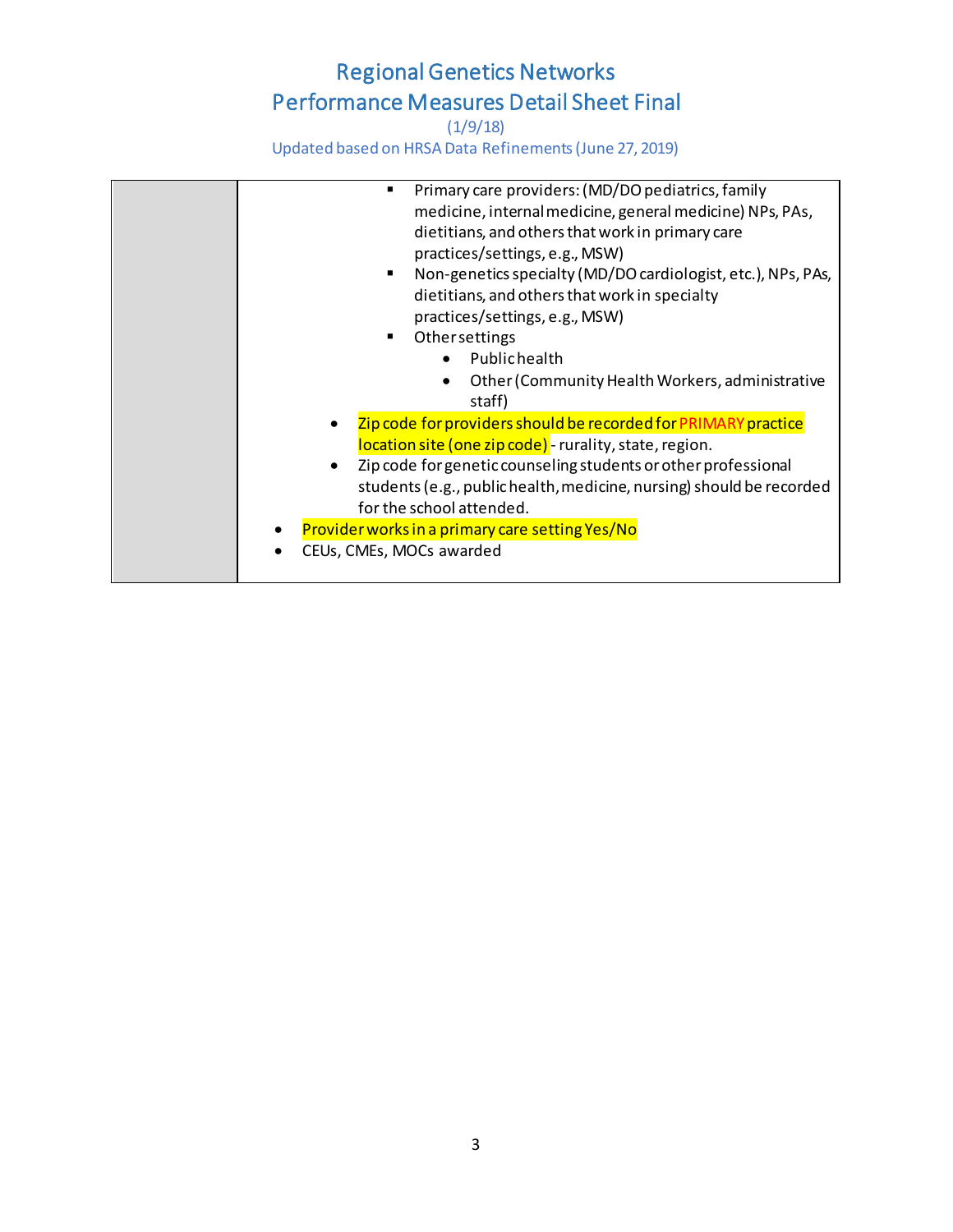| | |
|---|---|
| | <ul><li><ul><li><ul><li>Primary care providers: (MD/DO pediatrics, family medicine, internal medicine, general medicine) NPs, PAs, dietitians, and others that work in primary care practices/settings, e.g., MSW)</li><li>Non-genetics specialty (MD/DO cardiologist, etc.), NPs, PAs, dietitians, and others that work in specialty practices/settings, e.g., MSW)</li><li>Other settings<ul><li>Public health</li><li>Other (Community Health Workers, administrative staff)</li></ul></li></ul></li><li>Zip code for providers should be recorded for PRIMARY practice location site (one zip code) - rurality, state, region.</li><li>Zip code for genetic counseling students or other professional students (e.g., public health, medicine, nursing) should be recorded for the school attended.</li></ul></li><li>Provider works in a primary care setting Yes/No</li><li>CEUs, CMEs, MOCs awarded</li></ul> |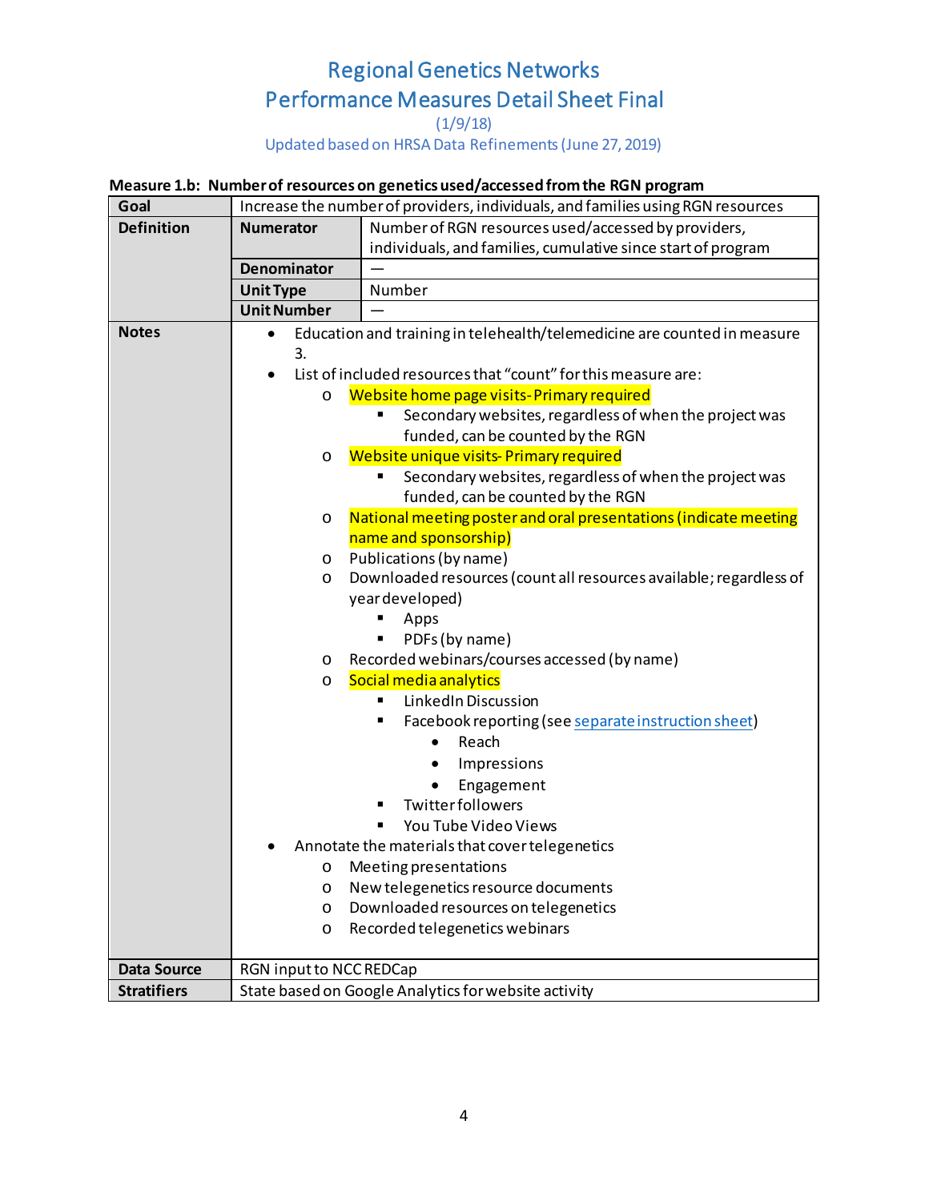# Regional Genetics Networks
## Performance Measures Detail Sheet Final

(1/9/18)

Updated based on HRSA Data Refinements (June 27, 2019)

**Measure 1.b: Number of resources on genetics used/accessed from the RGN program**

| | | |
|---|---|---|
| **Goal** | Increase the number of providers, individuals, and families using RGN resources | |
| **Definition** | **Numerator** | Number of RGN resources used/accessed by providers, individuals, and families, cumulative since start of program |
| | **Denominator** | — |
| | **Unit Type** | Number |
| | **Unit Number** | — |
| **Notes** | • Education and training in telehealth/telemedicine are counted in measure 3.<br>• List of included resources that "count" for this measure are:<br>&nbsp;&nbsp;o Website home page visits- Primary required<br>&nbsp;&nbsp;&nbsp;&nbsp;▪ Secondary websites, regardless of when the project was funded, can be counted by the RGN<br>&nbsp;&nbsp;o Website unique visits- Primary required<br>&nbsp;&nbsp;&nbsp;&nbsp;▪ Secondary websites, regardless of when the project was funded, can be counted by the RGN<br>&nbsp;&nbsp;o National meeting poster and oral presentations (indicate meeting name and sponsorship)<br>&nbsp;&nbsp;o Publications (by name)<br>&nbsp;&nbsp;o Downloaded resources (count all resources available; regardless of year developed)<br>&nbsp;&nbsp;&nbsp;&nbsp;▪ Apps<br>&nbsp;&nbsp;&nbsp;&nbsp;▪ PDFs (by name)<br>&nbsp;&nbsp;o Recorded webinars/courses accessed (by name)<br>&nbsp;&nbsp;o Social media analytics<br>&nbsp;&nbsp;&nbsp;&nbsp;▪ LinkedIn Discussion<br>&nbsp;&nbsp;&nbsp;&nbsp;▪ Facebook reporting (see separate instruction sheet)<br>&nbsp;&nbsp;&nbsp;&nbsp;&nbsp;&nbsp;• Reach<br>&nbsp;&nbsp;&nbsp;&nbsp;&nbsp;&nbsp;• Impressions<br>&nbsp;&nbsp;&nbsp;&nbsp;&nbsp;&nbsp;• Engagement<br>&nbsp;&nbsp;&nbsp;&nbsp;▪ Twitter followers<br>&nbsp;&nbsp;&nbsp;&nbsp;▪ You Tube Video Views<br>• Annotate the materials that cover telegenetics<br>&nbsp;&nbsp;o Meeting presentations<br>&nbsp;&nbsp;o New telegenetics resource documents<br>&nbsp;&nbsp;o Downloaded resources on telegenetics<br>&nbsp;&nbsp;o Recorded telegenetics webinars | |
| **Data Source** | RGN input to NCC REDCap | |
| **Stratifiers** | State based on Google Analytics for website activity | |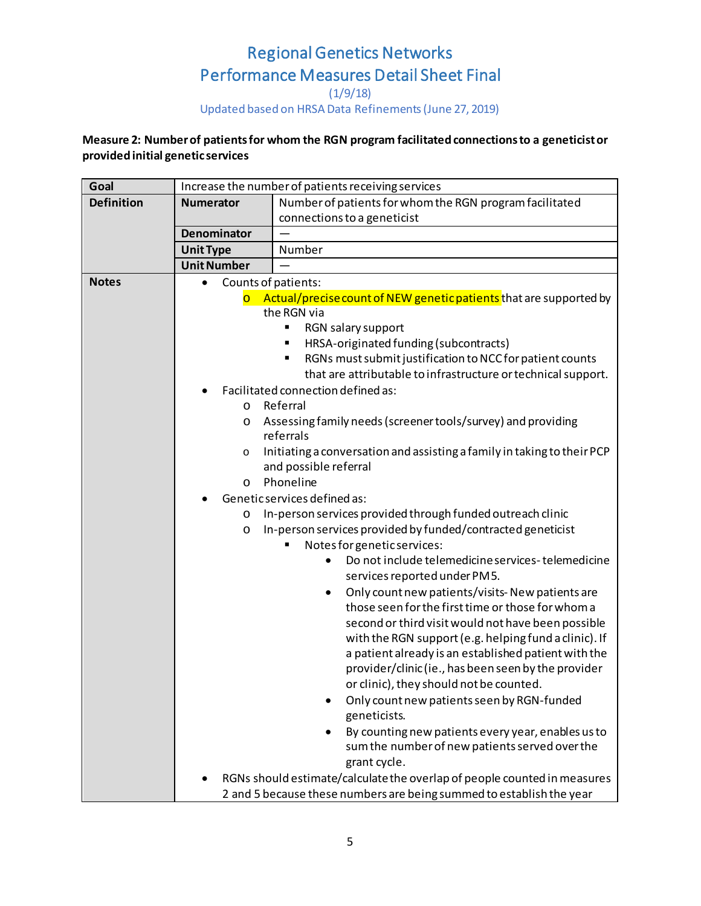# Regional Genetics Networks
## Performance Measures Detail Sheet Final

(1/9/18)

Updated based on HRSA Data Refinements (June 27, 2019)

**Measure 2: Number of patients for whom the RGN program facilitated connections to a geneticist or provided initial genetic services**

| | | |
|---|---|---|
| **Goal** | Increase the number of patients receiving services | |
| **Definition** | **Numerator** | Number of patients for whom the RGN program facilitated connections to a geneticist |
| | **Denominator** | — |
| | **Unit Type** | Number |
| | **Unit Number** | — |
| **Notes** | • Counts of patients:<br>  o Actual/precise count of NEW genetic patients that are supported by the RGN via<br>    ▪ RGN salary support<br>    ▪ HRSA-originated funding (subcontracts)<br>    ▪ RGNs must submit justification to NCC for patient counts that are attributable to infrastructure or technical support.<br>• Facilitated connection defined as:<br>  o Referral<br>  o Assessing family needs (screener tools/survey) and providing referrals<br>  o Initiating a conversation and assisting a family in taking to their PCP and possible referral<br>  o Phoneline<br>• Genetic services defined as:<br>  o In-person services provided through funded outreach clinic<br>  o In-person services provided by funded/contracted geneticist<br>    ▪ Notes for genetic services:<br>      • Do not include telemedicine services- telemedicine services reported under PM5.<br>      • Only count new patients/visits- New patients are those seen for the first time or those for whom a second or third visit would not have been possible with the RGN support (e.g. helping fund a clinic). If a patient already is an established patient with the provider/clinic (ie., has been seen by the provider or clinic), they should not be counted.<br>      • Only count new patients seen by RGN-funded geneticists.<br>      • By counting new patients every year, enables us to sum the number of new patients served over the grant cycle.<br>• RGNs should estimate/calculate the overlap of people counted in measures 2 and 5 because these numbers are being summed to establish the year | |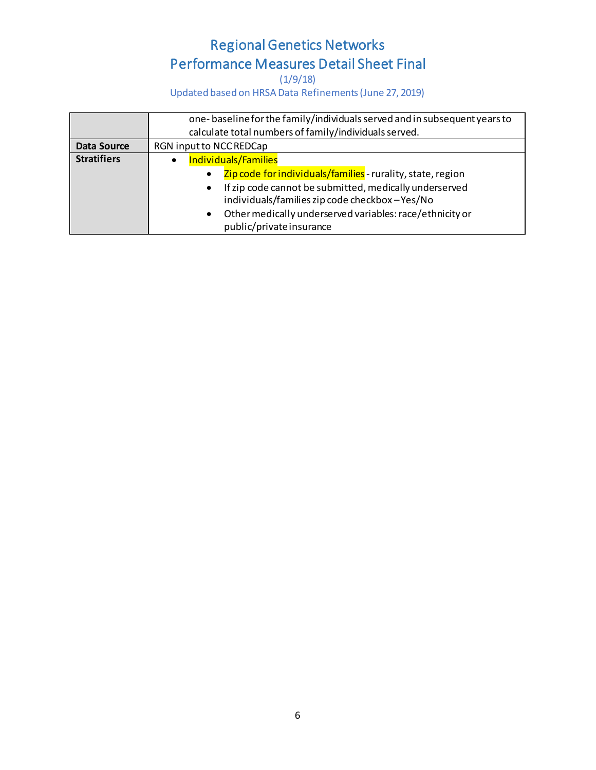# Regional Genetics Networks
# Performance Measures Detail Sheet Final

(1/9/18)

Updated based on HRSA Data Refinements (June 27, 2019)

| | |
|---|---|
| | one- baseline for the family/individuals served and in subsequent years to calculate total numbers of family/individuals served. |
| **Data Source** | RGN input to NCC REDCap |
| **Stratifiers** | • Individuals/Families<br>&nbsp;&nbsp;&nbsp;&nbsp;• Zip code for individuals/families - rurality, state, region<br>&nbsp;&nbsp;&nbsp;&nbsp;• If zip code cannot be submitted, medically underserved individuals/families zip code checkbox – Yes/No<br>&nbsp;&nbsp;&nbsp;&nbsp;• Other medically underserved variables: race/ethnicity or public/private insurance |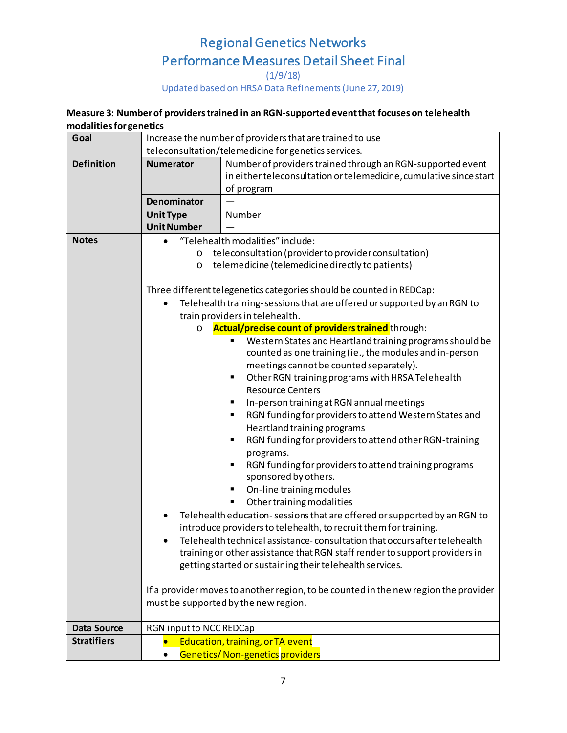# Regional Genetics Networks

## Performance Measures Detail Sheet Final

(1/9/18)

Updated based on HRSA Data Refinements (June 27, 2019)

**Measure 3: Number of providers trained in an RGN-supported event that focuses on telehealth modalities for genetics**

| | | |
|---|---|---|
| **Goal** | Increase the number of providers that are trained to use teleconsultation/telemedicine for genetics services. | |
| **Definition** | **Numerator** | Number of providers trained through an RGN-supported event in either teleconsultation or telemedicine, cumulative since start of program |
| | **Denominator** | — |
| | **Unit Type** | Number |
| | **Unit Number** | — |
| **Notes** | • "Telehealth modalities" include:<br>  o teleconsultation (provider to provider consultation)<br>  o telemedicine (telemedicine directly to patients)<br><br>Three different telegenetics categories should be counted in REDCap:<br>• Telehealth training- sessions that are offered or supported by an RGN to train providers in telehealth.<br>  o **Actual/precise count of providers trained** through:<br>    ▪ Western States and Heartland training programs should be counted as one training (ie., the modules and in-person meetings cannot be counted separately).<br>    ▪ Other RGN training programs with HRSA Telehealth Resource Centers<br>    ▪ In-person training at RGN annual meetings<br>    ▪ RGN funding for providers to attend Western States and Heartland training programs<br>    ▪ RGN funding for providers to attend other RGN-training programs.<br>    ▪ RGN funding for providers to attend training programs sponsored by others.<br>    ▪ On-line training modules<br>    ▪ Other training modalities<br>• Telehealth education- sessions that are offered or supported by an RGN to introduce providers to telehealth, to recruit them for training.<br>• Telehealth technical assistance- consultation that occurs after telehealth training or other assistance that RGN staff render to support providers in getting started or sustaining their telehealth services.<br><br>If a provider moves to another region, to be counted in the new region the provider must be supported by the new region. | |
| **Data Source** | RGN input to NCC REDCap | |
| **Stratifiers** | • Education, training, or TA event<br>• Genetics/ Non-genetics providers | |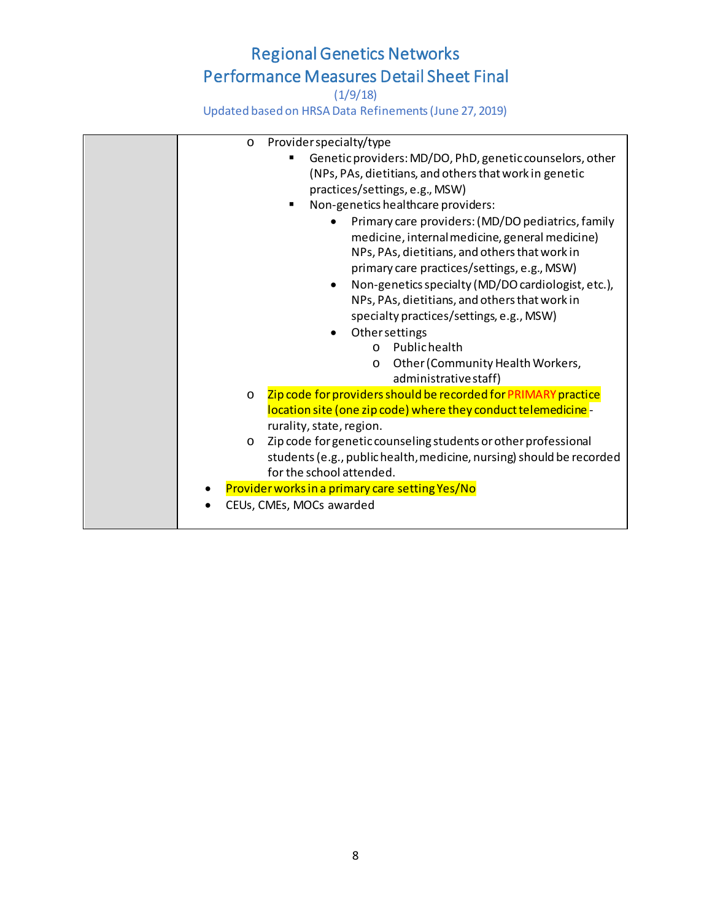| | |
|---|---|
| | <ul><li>Provider specialty/type<ul><li>Genetic providers: MD/DO, PhD, genetic counselors, other (NPs, PAs, dietitians, and others that work in genetic practices/settings, e.g., MSW)</li><li>Non-genetics healthcare providers:<ul><li>Primary care providers: (MD/DO pediatrics, family medicine, internal medicine, general medicine) NPs, PAs, dietitians, and others that work in primary care practices/settings, e.g., MSW)</li><li>Non-genetics specialty (MD/DO cardiologist, etc.), NPs, PAs, dietitians, and others that work in specialty practices/settings, e.g., MSW)</li><li>Other settings<ul><li>Public health</li><li>Other (Community Health Workers, administrative staff)</li></ul></li></ul></li></ul></li><li>Zip code for providers should be recorded for PRIMARY practice location site (one zip code) where they conduct telemedicine - rurality, state, region.</li><li>Zip code for genetic counseling students or other professional students (e.g., public health, medicine, nursing) should be recorded for the school attended.</li></ul><ul><li>Provider works in a primary care setting Yes/No</li><li>CEUs, CMEs, MOCs awarded</li></ul> |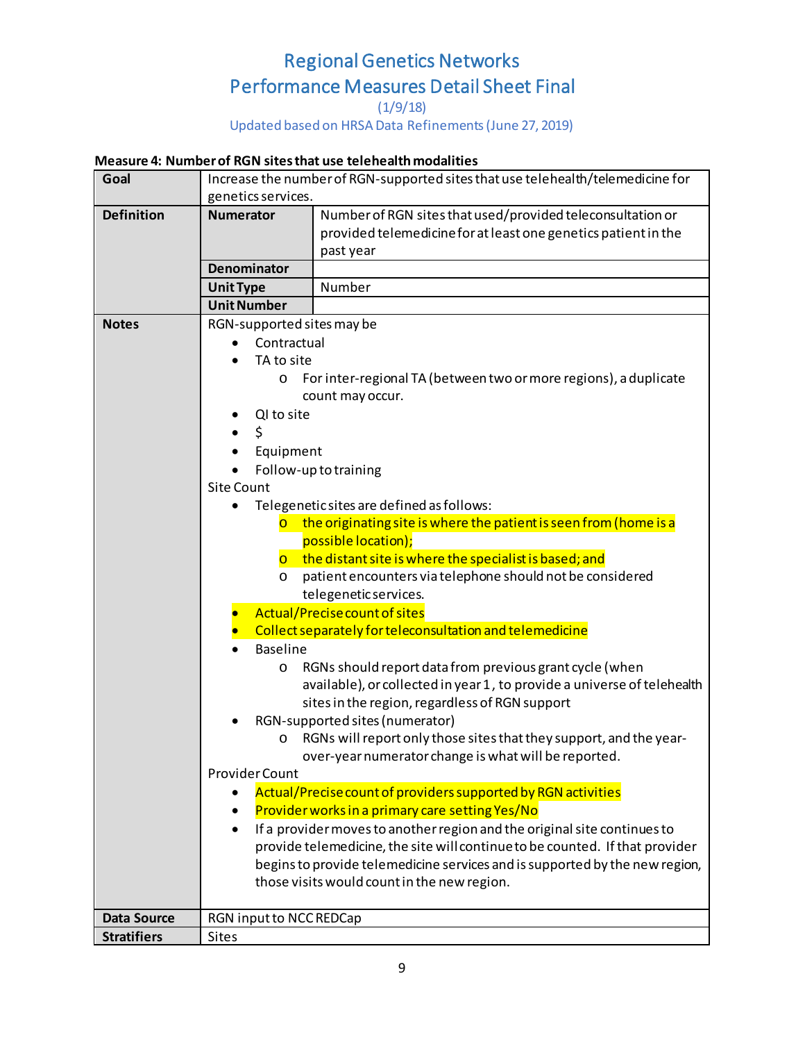# Regional Genetics Networks
# Performance Measures Detail Sheet Final

(1/9/18)

Updated based on HRSA Data Refinements (June 27, 2019)

**Measure 4: Number of RGN sites that use telehealth modalities**

| | | |
|---|---|---|
| **Goal** | Increase the number of RGN-supported sites that use telehealth/telemedicine for genetics services. | |
| **Definition** | **Numerator** | Number of RGN sites that used/provided teleconsultation or provided telemedicine for at least one genetics patient in the past year |
| | **Denominator** | |
| | **Unit Type** | Number |
| | **Unit Number** | |
| **Notes** | RGN-supported sites may be<br>• Contractual<br>• TA to site<br>  o For inter-regional TA (between two or more regions), a duplicate count may occur.<br>• QI to site<br>• $<br>• Equipment<br>• Follow-up to training<br>Site Count<br>• Telegenetic sites are defined as follows:<br>  o the originating site is where the patient is seen from (home is a possible location);<br>  o the distant site is where the specialist is based; and<br>  o patient encounters via telephone should not be considered telegenetic services.<br>• Actual/Precise count of sites<br>• Collect separately for teleconsultation and telemedicine<br>• Baseline<br>  o RGNs should report data from previous grant cycle (when available), or collected in year 1, to provide a universe of telehealth sites in the region, regardless of RGN support<br>• RGN-supported sites (numerator)<br>  o RGNs will report only those sites that they support, and the year-over-year numerator change is what will be reported.<br>Provider Count<br>• Actual/Precise count of providers supported by RGN activities<br>• Provider works in a primary care setting Yes/No<br>• If a provider moves to another region and the original site continues to provide telemedicine, the site will continue to be counted. If that provider begins to provide telemedicine services and is supported by the new region, those visits would count in the new region. | |
| **Data Source** | RGN input to NCC REDCap | |
| **Stratifiers** | Sites | |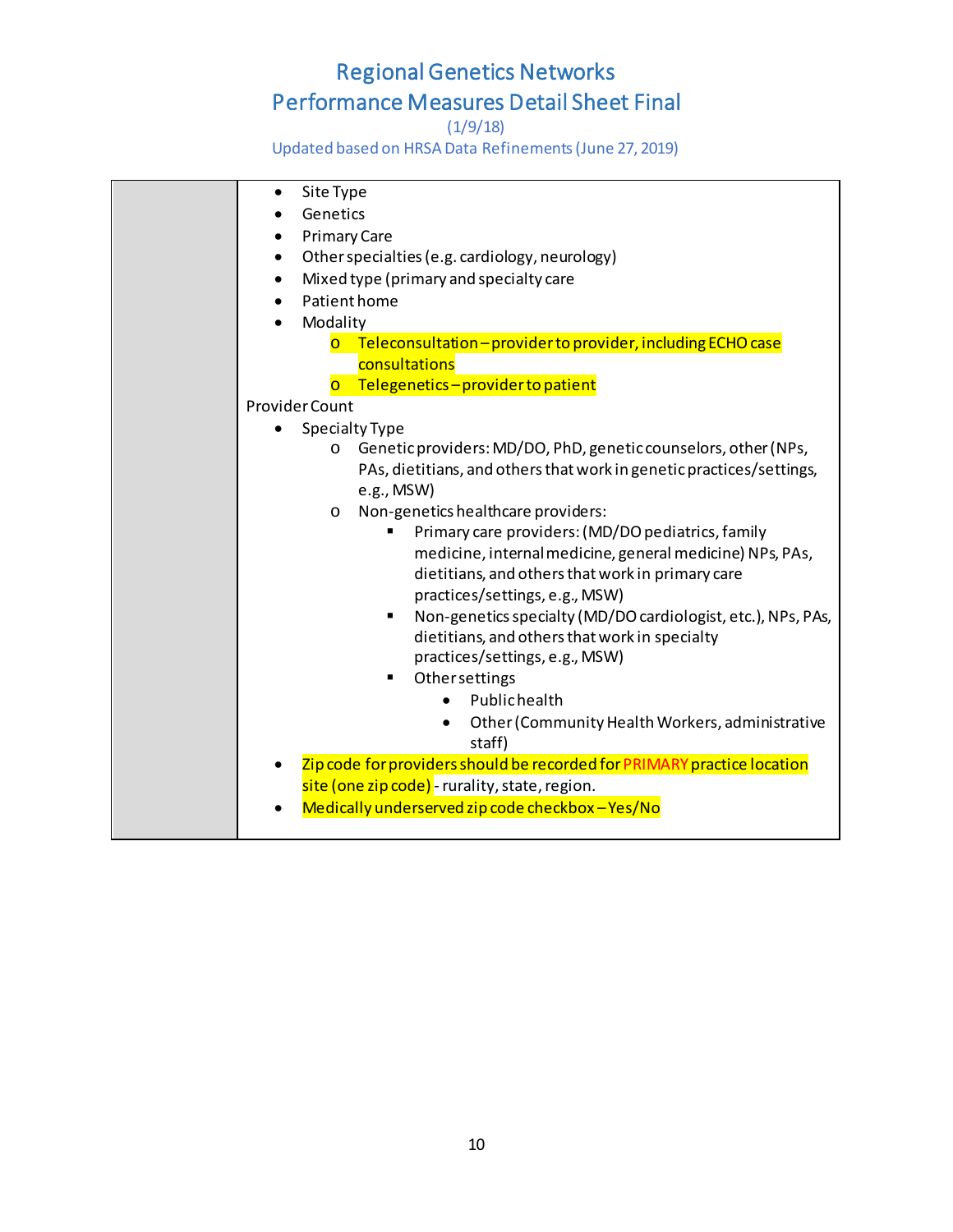# Regional Genetics Networks

## Performance Measures Detail Sheet Final

(1/9/18)

Updated based on HRSA Data Refinements (June 27, 2019)

| | |
|---|---|
| | • Site Type<br>• Genetics<br>• Primary Care<br>• Other specialties (e.g. cardiology, neurology)<br>• Mixed type (primary and specialty care<br>• Patient home<br>• Modality<br>&nbsp;&nbsp;&nbsp;&nbsp;o Teleconsultation – provider to provider, including ECHO case consultations<br>&nbsp;&nbsp;&nbsp;&nbsp;o Telegenetics – provider to patient<br>Provider Count<br>• Specialty Type<br>&nbsp;&nbsp;&nbsp;&nbsp;o Genetic providers: MD/DO, PhD, genetic counselors, other (NPs, PAs, dietitians, and others that work in genetic practices/settings, e.g., MSW)<br>&nbsp;&nbsp;&nbsp;&nbsp;o Non-genetics healthcare providers:<br>&nbsp;&nbsp;&nbsp;&nbsp;&nbsp;&nbsp;&nbsp;&nbsp;▪ Primary care providers: (MD/DO pediatrics, family medicine, internal medicine, general medicine) NPs, PAs, dietitians, and others that work in primary care practices/settings, e.g., MSW)<br>&nbsp;&nbsp;&nbsp;&nbsp;&nbsp;&nbsp;&nbsp;&nbsp;▪ Non-genetics specialty (MD/DO cardiologist, etc.), NPs, PAs, dietitians, and others that work in specialty practices/settings, e.g., MSW)<br>&nbsp;&nbsp;&nbsp;&nbsp;&nbsp;&nbsp;&nbsp;&nbsp;▪ Other settings<br>&nbsp;&nbsp;&nbsp;&nbsp;&nbsp;&nbsp;&nbsp;&nbsp;&nbsp;&nbsp;&nbsp;&nbsp;• Public health<br>&nbsp;&nbsp;&nbsp;&nbsp;&nbsp;&nbsp;&nbsp;&nbsp;&nbsp;&nbsp;&nbsp;&nbsp;• Other (Community Health Workers, administrative staff)<br>• Zip code for providers should be recorded for PRIMARY practice location site (one zip code) - rurality, state, region.<br>• Medically underserved zip code checkbox – Yes/No |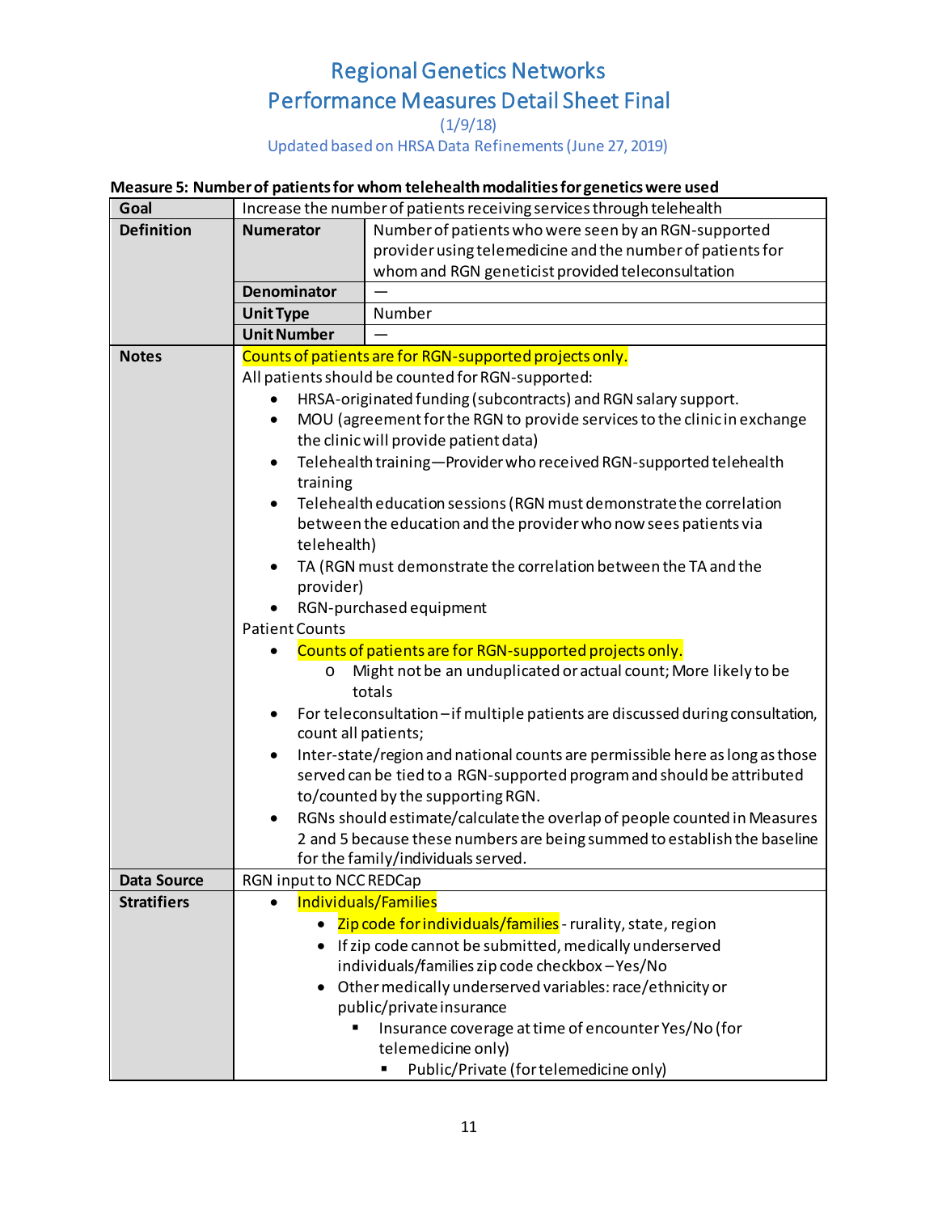# Regional Genetics Networks
# Performance Measures Detail Sheet Final

(1/9/18)

Updated based on HRSA Data Refinements (June 27, 2019)

**Measure 5: Number of patients for whom telehealth modalities for genetics were used**

| | | |
|---|---|---|
| **Goal** | Increase the number of patients receiving services through telehealth | |
| **Definition** | **Numerator** | Number of patients who were seen by an RGN-supported provider using telemedicine and the number of patients for whom and RGN geneticist provided teleconsultation |
| | **Denominator** | — |
| | **Unit Type** | Number |
| | **Unit Number** | — |
| **Notes** | Counts of patients are for RGN-supported projects only.<br>All patients should be counted for RGN-supported:<br>• HRSA-originated funding (subcontracts) and RGN salary support.<br>• MOU (agreement for the RGN to provide services to the clinic in exchange the clinic will provide patient data)<br>• Telehealth training—Provider who received RGN-supported telehealth training<br>• Telehealth education sessions (RGN must demonstrate the correlation between the education and the provider who now sees patients via telehealth)<br>• TA (RGN must demonstrate the correlation between the TA and the provider)<br>• RGN-purchased equipment<br>Patient Counts<br>• Counts of patients are for RGN-supported projects only.<br>  o Might not be an unduplicated or actual count; More likely to be totals<br>• For teleconsultation – if multiple patients are discussed during consultation, count all patients;<br>• Inter-state/region and national counts are permissible here as long as those served can be tied to a RGN-supported program and should be attributed to/counted by the supporting RGN.<br>• RGNs should estimate/calculate the overlap of people counted in Measures 2 and 5 because these numbers are being summed to establish the baseline for the family/individuals served. | |
| **Data Source** | RGN input to NCC REDCap | |
| **Stratifiers** | • Individuals/Families<br>  • Zip code for individuals/families - rurality, state, region<br>  • If zip code cannot be submitted, medically underserved individuals/families zip code checkbox – Yes/No<br>  • Other medically underserved variables: race/ethnicity or public/private insurance<br>    ▪ Insurance coverage at time of encounter Yes/No (for telemedicine only)<br>      ▪ Public/Private (for telemedicine only) | |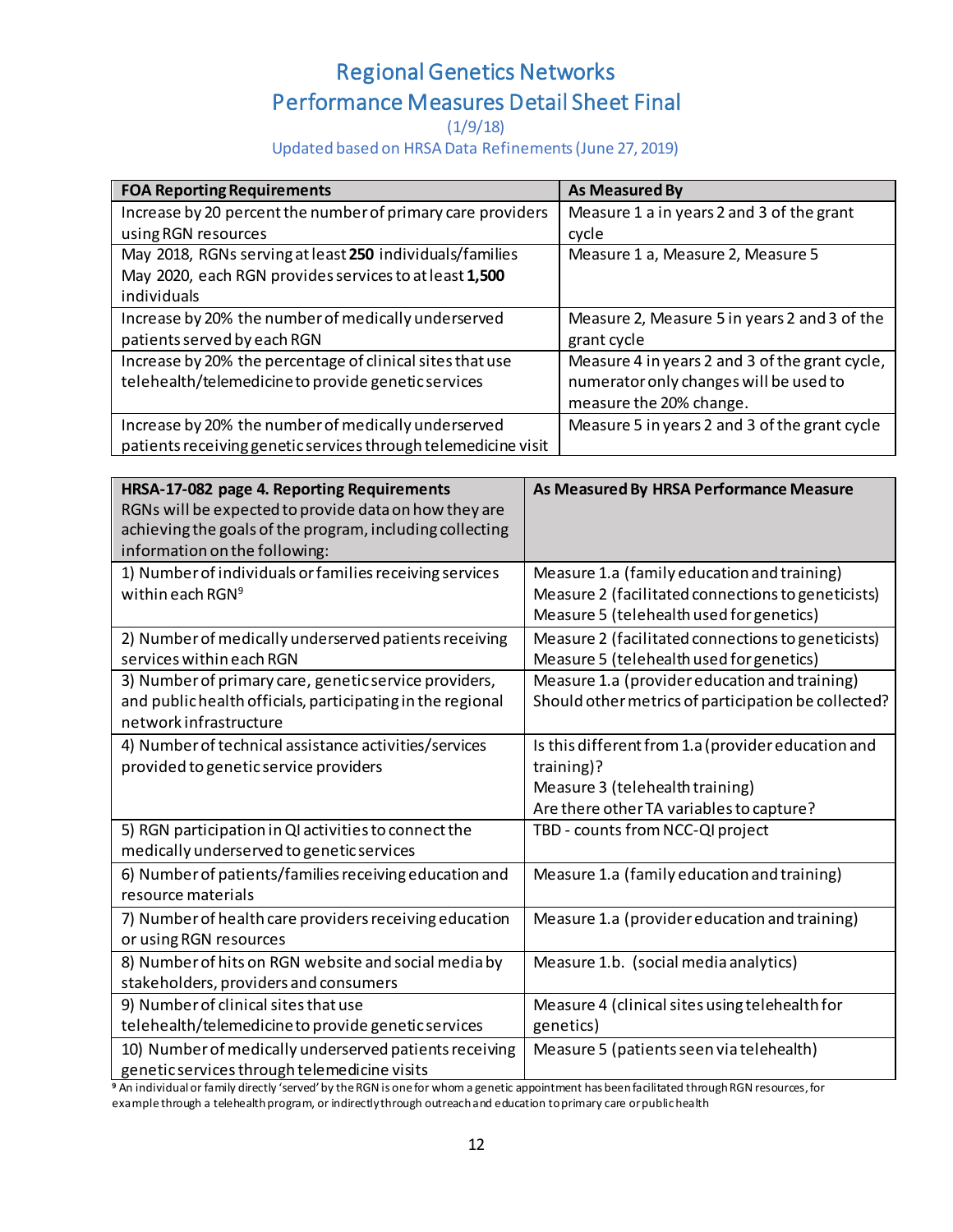# Regional Genetics Networks

## Performance Measures Detail Sheet Final

(1/9/18)

Updated based on HRSA Data Refinements (June 27, 2019)

| FOA Reporting Requirements | As Measured By |
|---|---|
| Increase by 20 percent the number of primary care providers using RGN resources | Measure 1 a in years 2 and 3 of the grant cycle |
| May 2018, RGNs serving at least **250** individuals/families<br>May 2020, each RGN provides services to at least **1,500** individuals | Measure 1 a, Measure 2, Measure 5 |
| Increase by 20% the number of medically underserved patients served by each RGN | Measure 2, Measure 5 in years 2 and 3 of the grant cycle |
| Increase by 20% the percentage of clinical sites that use telehealth/telemedicine to provide genetic services | Measure 4 in years 2 and 3 of the grant cycle, numerator only changes will be used to measure the 20% change. |
| Increase by 20% the number of medically underserved patients receiving genetic services through telemedicine visit | Measure 5 in years 2 and 3 of the grant cycle |

| **HRSA-17-082 page 4. Reporting Requirements**<br>RGNs will be expected to provide data on how they are achieving the goals of the program, including collecting information on the following: | **As Measured By HRSA Performance Measure** |
|---|---|
| 1) Number of individuals or families receiving services within each RGN[9] | Measure 1.a (family education and training)<br>Measure 2 (facilitated connections to geneticists)<br>Measure 5 (telehealth used for genetics) |
| 2) Number of medically underserved patients receiving services within each RGN | Measure 2 (facilitated connections to geneticists)<br>Measure 5 (telehealth used for genetics) |
| 3) Number of primary care, genetic service providers, and public health officials, participating in the regional network infrastructure | Measure 1.a (provider education and training)<br>Should other metrics of participation be collected? |
| 4) Number of technical assistance activities/services provided to genetic service providers | Is this different from 1.a (provider education and training)?<br>Measure 3 (telehealth training)<br>Are there other TA variables to capture? |
| 5) RGN participation in QI activities to connect the medically underserved to genetic services | TBD - counts from NCC-QI project |
| 6) Number of patients/families receiving education and resource materials | Measure 1.a (family education and training) |
| 7) Number of health care providers receiving education or using RGN resources | Measure 1.a (provider education and training) |
| 8) Number of hits on RGN website and social media by stakeholders, providers and consumers | Measure 1.b. (social media analytics) |
| 9) Number of clinical sites that use telehealth/telemedicine to provide genetic services | Measure 4 (clinical sites using telehealth for genetics) |
| 10) Number of medically underserved patients receiving genetic services through telemedicine visits | Measure 5 (patients seen via telehealth) |

[9] An individual or family directly 'served' by the RGN is one for whom a genetic appointment has been facilitated through RGN resources, for example through a telehealth program, or indirectly through outreach and education to primary care or public health